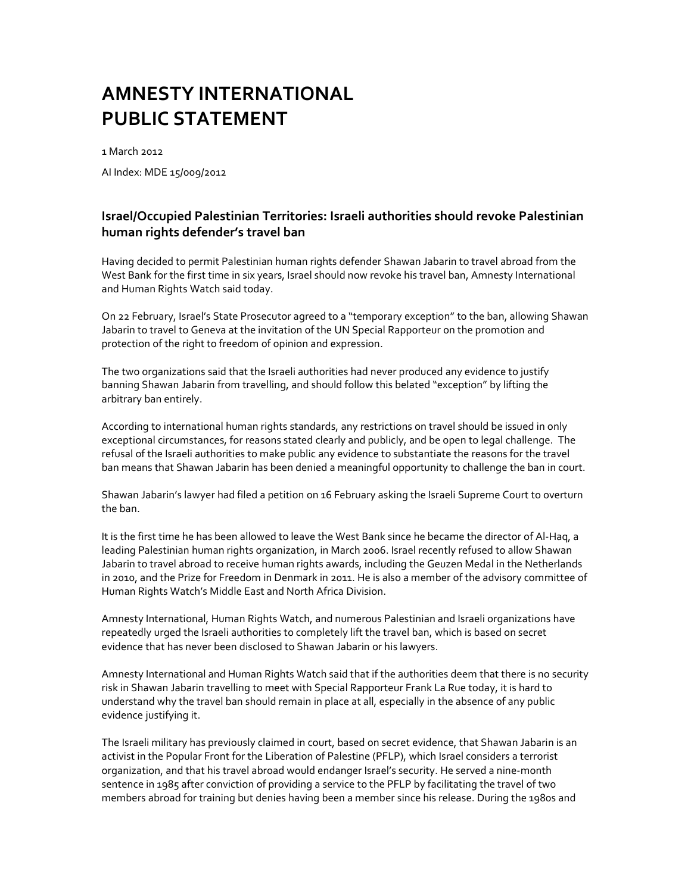# AMNESTY INTERNATIONAL
# PUBLIC STATEMENT

1 March 2012

AI Index: MDE 15/009/2012

## Israel/Occupied Palestinian Territories: Israeli authorities should revoke Palestinian human rights defender's travel ban

Having decided to permit Palestinian human rights defender Shawan Jabarin to travel abroad from the West Bank for the first time in six years, Israel should now revoke his travel ban, Amnesty International and Human Rights Watch said today.

On 22 February, Israel's State Prosecutor agreed to a "temporary exception" to the ban, allowing Shawan Jabarin to travel to Geneva at the invitation of the UN Special Rapporteur on the promotion and protection of the right to freedom of opinion and expression.

The two organizations said that the Israeli authorities had never produced any evidence to justify banning Shawan Jabarin from travelling, and should follow this belated "exception" by lifting the arbitrary ban entirely.

According to international human rights standards, any restrictions on travel should be issued in only exceptional circumstances, for reasons stated clearly and publicly, and be open to legal challenge. The refusal of the Israeli authorities to make public any evidence to substantiate the reasons for the travel ban means that Shawan Jabarin has been denied a meaningful opportunity to challenge the ban in court.

Shawan Jabarin's lawyer had filed a petition on 16 February asking the Israeli Supreme Court to overturn the ban.

It is the first time he has been allowed to leave the West Bank since he became the director of Al-Haq, a leading Palestinian human rights organization, in March 2006. Israel recently refused to allow Shawan Jabarin to travel abroad to receive human rights awards, including the Geuzen Medal in the Netherlands in 2010, and the Prize for Freedom in Denmark in 2011. He is also a member of the advisory committee of Human Rights Watch's Middle East and North Africa Division.

Amnesty International, Human Rights Watch, and numerous Palestinian and Israeli organizations have repeatedly urged the Israeli authorities to completely lift the travel ban, which is based on secret evidence that has never been disclosed to Shawan Jabarin or his lawyers.

Amnesty International and Human Rights Watch said that if the authorities deem that there is no security risk in Shawan Jabarin travelling to meet with Special Rapporteur Frank La Rue today, it is hard to understand why the travel ban should remain in place at all, especially in the absence of any public evidence justifying it.

The Israeli military has previously claimed in court, based on secret evidence, that Shawan Jabarin is an activist in the Popular Front for the Liberation of Palestine (PFLP), which Israel considers a terrorist organization, and that his travel abroad would endanger Israel's security. He served a nine-month sentence in 1985 after conviction of providing a service to the PFLP by facilitating the travel of two members abroad for training but denies having been a member since his release. During the 1980s and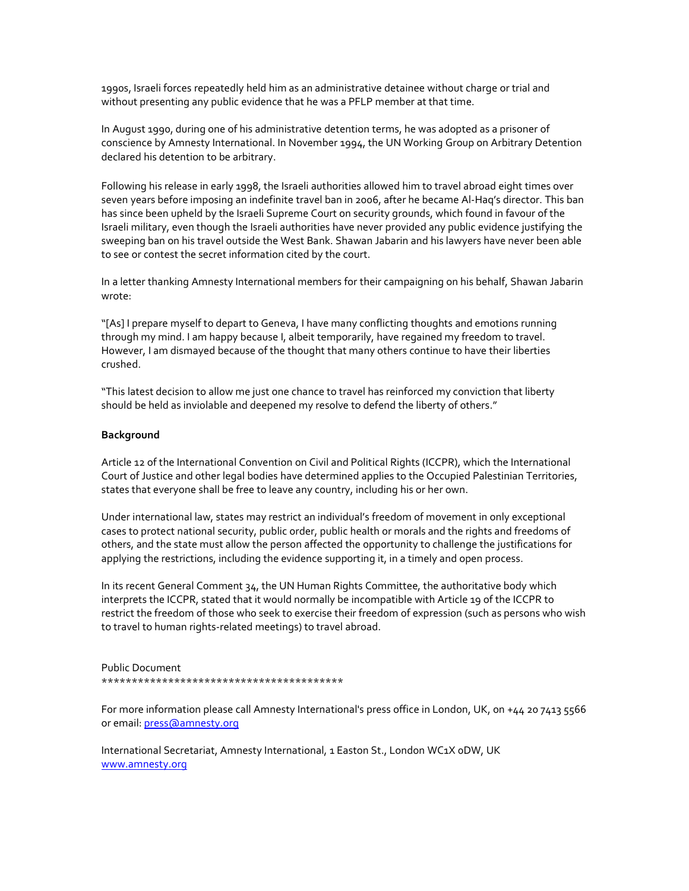1990s, Israeli forces repeatedly held him as an administrative detainee without charge or trial and without presenting any public evidence that he was a PFLP member at that time.

In August 1990, during one of his administrative detention terms, he was adopted as a prisoner of conscience by Amnesty International. In November 1994, the UN Working Group on Arbitrary Detention declared his detention to be arbitrary.

Following his release in early 1998, the Israeli authorities allowed him to travel abroad eight times over seven years before imposing an indefinite travel ban in 2006, after he became Al-Haq's director. This ban has since been upheld by the Israeli Supreme Court on security grounds, which found in favour of the Israeli military, even though the Israeli authorities have never provided any public evidence justifying the sweeping ban on his travel outside the West Bank. Shawan Jabarin and his lawyers have never been able to see or contest the secret information cited by the court.

In a letter thanking Amnesty International members for their campaigning on his behalf, Shawan Jabarin wrote:

"[As] I prepare myself to depart to Geneva, I have many conflicting thoughts and emotions running through my mind. I am happy because I, albeit temporarily, have regained my freedom to travel. However, I am dismayed because of the thought that many others continue to have their liberties crushed.

"This latest decision to allow me just one chance to travel has reinforced my conviction that liberty should be held as inviolable and deepened my resolve to defend the liberty of others."

**Background**

Article 12 of the International Convention on Civil and Political Rights (ICCPR), which the International Court of Justice and other legal bodies have determined applies to the Occupied Palestinian Territories, states that everyone shall be free to leave any country, including his or her own.

Under international law, states may restrict an individual's freedom of movement in only exceptional cases to protect national security, public order, public health or morals and the rights and freedoms of others, and the state must allow the person affected the opportunity to challenge the justifications for applying the restrictions, including the evidence supporting it, in a timely and open process.

In its recent General Comment 34, the UN Human Rights Committee, the authoritative body which interprets the ICCPR, stated that it would normally be incompatible with Article 19 of the ICCPR to restrict the freedom of those who seek to exercise their freedom of expression (such as persons who wish to travel to human rights-related meetings) to travel abroad.

Public Document
****************************************

For more information please call Amnesty International's press office in London, UK, on +44 20 7413 5566 or email: press@amnesty.org

International Secretariat, Amnesty International, 1 Easton St., London WC1X 0DW, UK
www.amnesty.org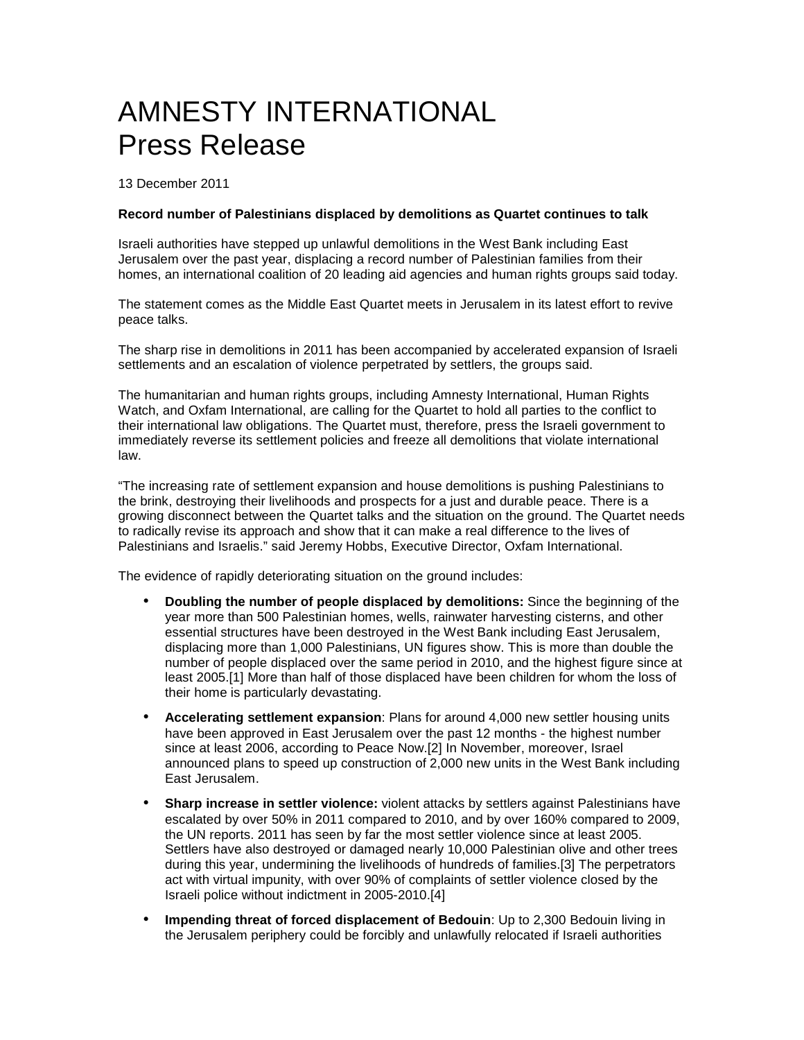# AMNESTY INTERNATIONAL
# Press Release

13 December 2011

**Record number of Palestinians displaced by demolitions as Quartet continues to talk**

Israeli authorities have stepped up unlawful demolitions in the West Bank including East Jerusalem over the past year, displacing a record number of Palestinian families from their homes, an international coalition of 20 leading aid agencies and human rights groups said today.

The statement comes as the Middle East Quartet meets in Jerusalem in its latest effort to revive peace talks.

The sharp rise in demolitions in 2011 has been accompanied by accelerated expansion of Israeli settlements and an escalation of violence perpetrated by settlers, the groups said.

The humanitarian and human rights groups, including Amnesty International, Human Rights Watch, and Oxfam International, are calling for the Quartet to hold all parties to the conflict to their international law obligations. The Quartet must, therefore, press the Israeli government to immediately reverse its settlement policies and freeze all demolitions that violate international law.

"The increasing rate of settlement expansion and house demolitions is pushing Palestinians to the brink, destroying their livelihoods and prospects for a just and durable peace. There is a growing disconnect between the Quartet talks and the situation on the ground. The Quartet needs to radically revise its approach and show that it can make a real difference to the lives of Palestinians and Israelis." said Jeremy Hobbs, Executive Director, Oxfam International.

The evidence of rapidly deteriorating situation on the ground includes:

- **Doubling the number of people displaced by demolitions:** Since the beginning of the year more than 500 Palestinian homes, wells, rainwater harvesting cisterns, and other essential structures have been destroyed in the West Bank including East Jerusalem, displacing more than 1,000 Palestinians, UN figures show. This is more than double the number of people displaced over the same period in 2010, and the highest figure since at least 2005.[1] More than half of those displaced have been children for whom the loss of their home is particularly devastating.
- **Accelerating settlement expansion**: Plans for around 4,000 new settler housing units have been approved in East Jerusalem over the past 12 months - the highest number since at least 2006, according to Peace Now.[2] In November, moreover, Israel announced plans to speed up construction of 2,000 new units in the West Bank including East Jerusalem.
- **Sharp increase in settler violence:** violent attacks by settlers against Palestinians have escalated by over 50% in 2011 compared to 2010, and by over 160% compared to 2009, the UN reports. 2011 has seen by far the most settler violence since at least 2005. Settlers have also destroyed or damaged nearly 10,000 Palestinian olive and other trees during this year, undermining the livelihoods of hundreds of families.[3] The perpetrators act with virtual impunity, with over 90% of complaints of settler violence closed by the Israeli police without indictment in 2005-2010.[4]
- **Impending threat of forced displacement of Bedouin**: Up to 2,300 Bedouin living in the Jerusalem periphery could be forcibly and unlawfully relocated if Israeli authorities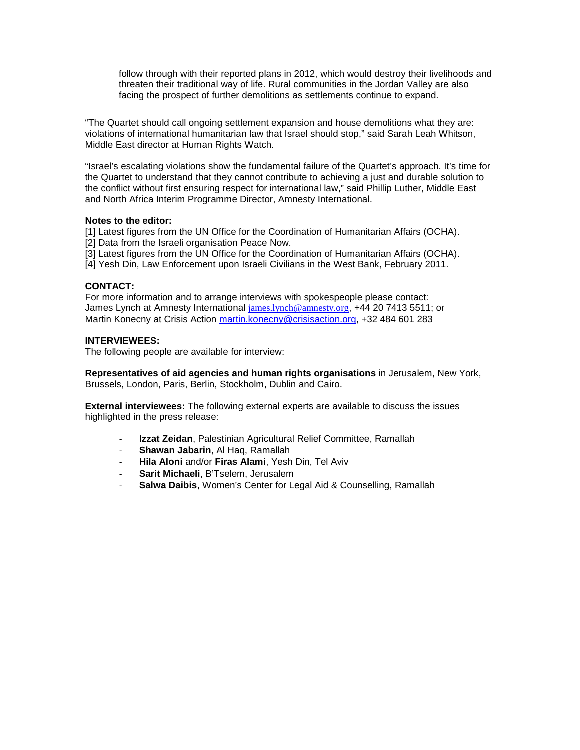follow through with their reported plans in 2012, which would destroy their livelihoods and threaten their traditional way of life. Rural communities in the Jordan Valley are also facing the prospect of further demolitions as settlements continue to expand.

"The Quartet should call ongoing settlement expansion and house demolitions what they are: violations of international humanitarian law that Israel should stop," said Sarah Leah Whitson, Middle East director at Human Rights Watch.

"Israel's escalating violations show the fundamental failure of the Quartet's approach. It's time for the Quartet to understand that they cannot contribute to achieving a just and durable solution to the conflict without first ensuring respect for international law," said Phillip Luther, Middle East and North Africa Interim Programme Director, Amnesty International.

**Notes to the editor:**

[1] Latest figures from the UN Office for the Coordination of Humanitarian Affairs (OCHA).
[2] Data from the Israeli organisation Peace Now.
[3] Latest figures from the UN Office for the Coordination of Humanitarian Affairs (OCHA).
[4] Yesh Din, Law Enforcement upon Israeli Civilians in the West Bank, February 2011.

**CONTACT:**

For more information and to arrange interviews with spokespeople please contact:
James Lynch at Amnesty International james.lynch@amnesty.org, +44 20 7413 5511; or
Martin Konecny at Crisis Action martin.konecny@crisisaction.org, +32 484 601 283

**INTERVIEWEES:**

The following people are available for interview:

**Representatives of aid agencies and human rights organisations** in Jerusalem, New York, Brussels, London, Paris, Berlin, Stockholm, Dublin and Cairo.

**External interviewees:** The following external experts are available to discuss the issues highlighted in the press release:

- **Izzat Zeidan**, Palestinian Agricultural Relief Committee, Ramallah
- **Shawan Jabarin**, Al Haq, Ramallah
- **Hila Aloni** and/or **Firas Alami**, Yesh Din, Tel Aviv
- **Sarit Michaeli**, B'Tselem, Jerusalem
- **Salwa Daibis**, Women's Center for Legal Aid & Counselling, Ramallah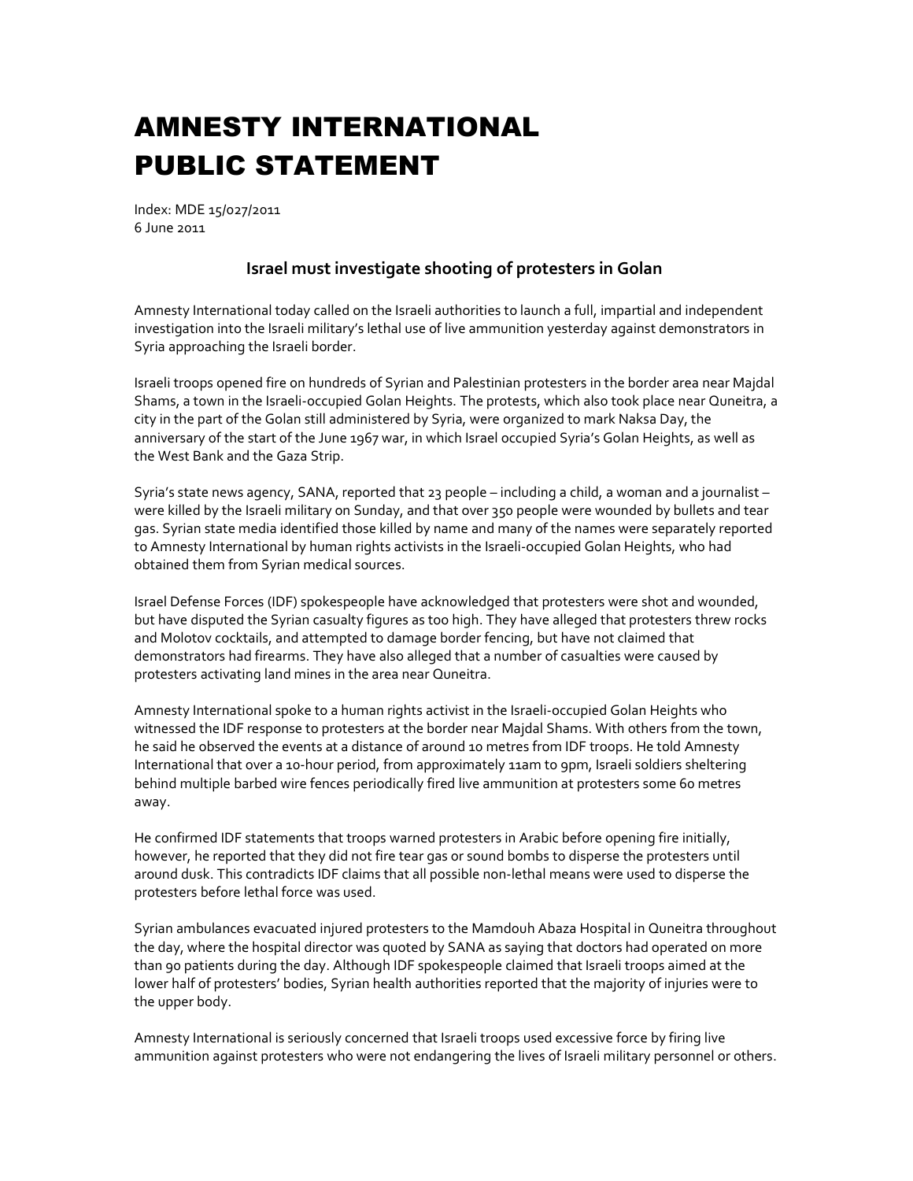# AMNESTY INTERNATIONAL PUBLIC STATEMENT

Index: MDE 15/027/2011
6 June 2011

### Israel must investigate shooting of protesters in Golan

Amnesty International today called on the Israeli authorities to launch a full, impartial and independent investigation into the Israeli military's lethal use of live ammunition yesterday against demonstrators in Syria approaching the Israeli border.

Israeli troops opened fire on hundreds of Syrian and Palestinian protesters in the border area near Majdal Shams, a town in the Israeli-occupied Golan Heights. The protests, which also took place near Quneitra, a city in the part of the Golan still administered by Syria, were organized to mark Naksa Day, the anniversary of the start of the June 1967 war, in which Israel occupied Syria's Golan Heights, as well as the West Bank and the Gaza Strip.

Syria's state news agency, SANA, reported that 23 people – including a child, a woman and a journalist – were killed by the Israeli military on Sunday, and that over 350 people were wounded by bullets and tear gas. Syrian state media identified those killed by name and many of the names were separately reported to Amnesty International by human rights activists in the Israeli-occupied Golan Heights, who had obtained them from Syrian medical sources.

Israel Defense Forces (IDF) spokespeople have acknowledged that protesters were shot and wounded, but have disputed the Syrian casualty figures as too high. They have alleged that protesters threw rocks and Molotov cocktails, and attempted to damage border fencing, but have not claimed that demonstrators had firearms. They have also alleged that a number of casualties were caused by protesters activating land mines in the area near Quneitra.

Amnesty International spoke to a human rights activist in the Israeli-occupied Golan Heights who witnessed the IDF response to protesters at the border near Majdal Shams. With others from the town, he said he observed the events at a distance of around 10 metres from IDF troops. He told Amnesty International that over a 10-hour period, from approximately 11am to 9pm, Israeli soldiers sheltering behind multiple barbed wire fences periodically fired live ammunition at protesters some 60 metres away.

He confirmed IDF statements that troops warned protesters in Arabic before opening fire initially, however, he reported that they did not fire tear gas or sound bombs to disperse the protesters until around dusk. This contradicts IDF claims that all possible non-lethal means were used to disperse the protesters before lethal force was used.

Syrian ambulances evacuated injured protesters to the Mamdouh Abaza Hospital in Quneitra throughout the day, where the hospital director was quoted by SANA as saying that doctors had operated on more than 90 patients during the day. Although IDF spokespeople claimed that Israeli troops aimed at the lower half of protesters' bodies, Syrian health authorities reported that the majority of injuries were to the upper body.

Amnesty International is seriously concerned that Israeli troops used excessive force by firing live ammunition against protesters who were not endangering the lives of Israeli military personnel or others.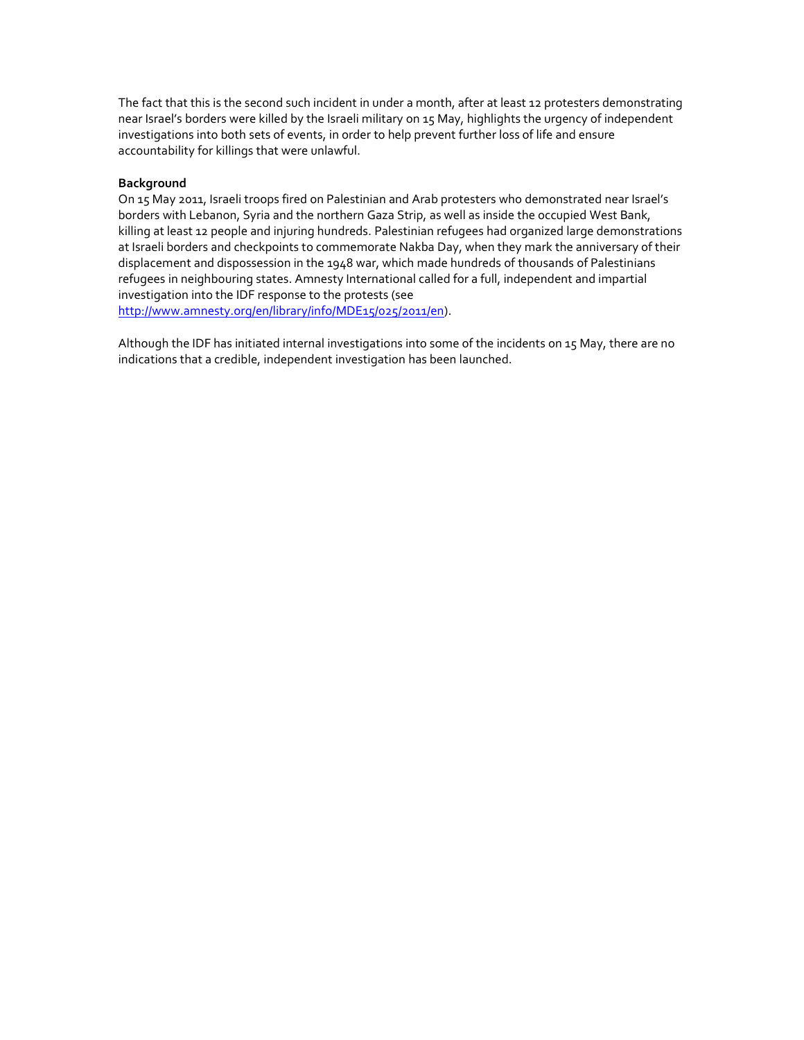The fact that this is the second such incident in under a month, after at least 12 protesters demonstrating near Israel's borders were killed by the Israeli military on 15 May, highlights the urgency of independent investigations into both sets of events, in order to help prevent further loss of life and ensure accountability for killings that were unlawful.

**Background**

On 15 May 2011, Israeli troops fired on Palestinian and Arab protesters who demonstrated near Israel's borders with Lebanon, Syria and the northern Gaza Strip, as well as inside the occupied West Bank, killing at least 12 people and injuring hundreds. Palestinian refugees had organized large demonstrations at Israeli borders and checkpoints to commemorate Nakba Day, when they mark the anniversary of their displacement and dispossession in the 1948 war, which made hundreds of thousands of Palestinians refugees in neighbouring states. Amnesty International called for a full, independent and impartial investigation into the IDF response to the protests (see [http://www.amnesty.org/en/library/info/MDE15/025/2011/en](http://www.amnesty.org/en/library/info/MDE15/025/2011/en)).

Although the IDF has initiated internal investigations into some of the incidents on 15 May, there are no indications that a credible, independent investigation has been launched.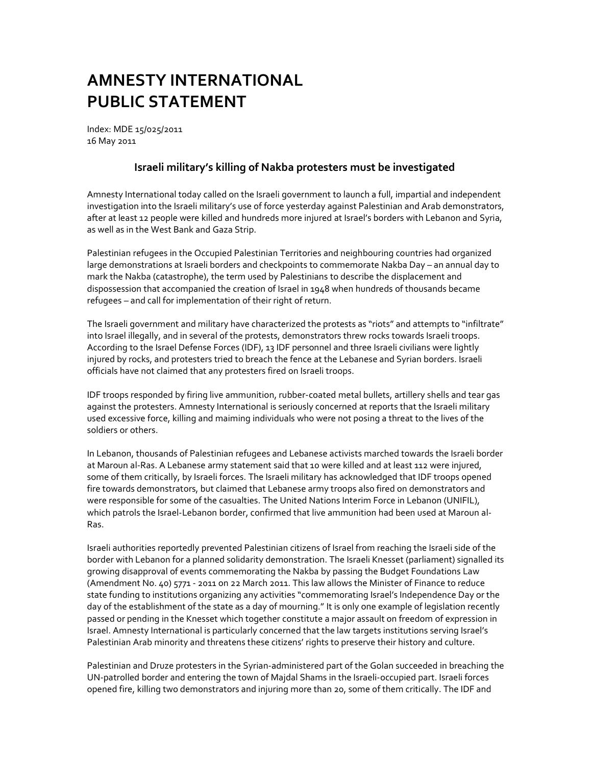# AMNESTY INTERNATIONAL PUBLIC STATEMENT

Index: MDE 15/025/2011
16 May 2011

### Israeli military's killing of Nakba protesters must be investigated

Amnesty International today called on the Israeli government to launch a full, impartial and independent investigation into the Israeli military's use of force yesterday against Palestinian and Arab demonstrators, after at least 12 people were killed and hundreds more injured at Israel's borders with Lebanon and Syria, as well as in the West Bank and Gaza Strip.

Palestinian refugees in the Occupied Palestinian Territories and neighbouring countries had organized large demonstrations at Israeli borders and checkpoints to commemorate Nakba Day – an annual day to mark the Nakba (catastrophe), the term used by Palestinians to describe the displacement and dispossession that accompanied the creation of Israel in 1948 when hundreds of thousands became refugees – and call for implementation of their right of return.

The Israeli government and military have characterized the protests as "riots" and attempts to "infiltrate" into Israel illegally, and in several of the protests, demonstrators threw rocks towards Israeli troops. According to the Israel Defense Forces (IDF), 13 IDF personnel and three Israeli civilians were lightly injured by rocks, and protesters tried to breach the fence at the Lebanese and Syrian borders. Israeli officials have not claimed that any protesters fired on Israeli troops.

IDF troops responded by firing live ammunition, rubber-coated metal bullets, artillery shells and tear gas against the protesters. Amnesty International is seriously concerned at reports that the Israeli military used excessive force, killing and maiming individuals who were not posing a threat to the lives of the soldiers or others.

In Lebanon, thousands of Palestinian refugees and Lebanese activists marched towards the Israeli border at Maroun al-Ras. A Lebanese army statement said that 10 were killed and at least 112 were injured, some of them critically, by Israeli forces. The Israeli military has acknowledged that IDF troops opened fire towards demonstrators, but claimed that Lebanese army troops also fired on demonstrators and were responsible for some of the casualties. The United Nations Interim Force in Lebanon (UNIFIL), which patrols the Israel-Lebanon border, confirmed that live ammunition had been used at Maroun al-Ras.

Israeli authorities reportedly prevented Palestinian citizens of Israel from reaching the Israeli side of the border with Lebanon for a planned solidarity demonstration. The Israeli Knesset (parliament) signalled its growing disapproval of events commemorating the Nakba by passing the Budget Foundations Law (Amendment No. 40) 5771 - 2011 on 22 March 2011. This law allows the Minister of Finance to reduce state funding to institutions organizing any activities "commemorating Israel's Independence Day or the day of the establishment of the state as a day of mourning." It is only one example of legislation recently passed or pending in the Knesset which together constitute a major assault on freedom of expression in Israel. Amnesty International is particularly concerned that the law targets institutions serving Israel's Palestinian Arab minority and threatens these citizens' rights to preserve their history and culture.

Palestinian and Druze protesters in the Syrian-administered part of the Golan succeeded in breaching the UN-patrolled border and entering the town of Majdal Shams in the Israeli-occupied part. Israeli forces opened fire, killing two demonstrators and injuring more than 20, some of them critically. The IDF and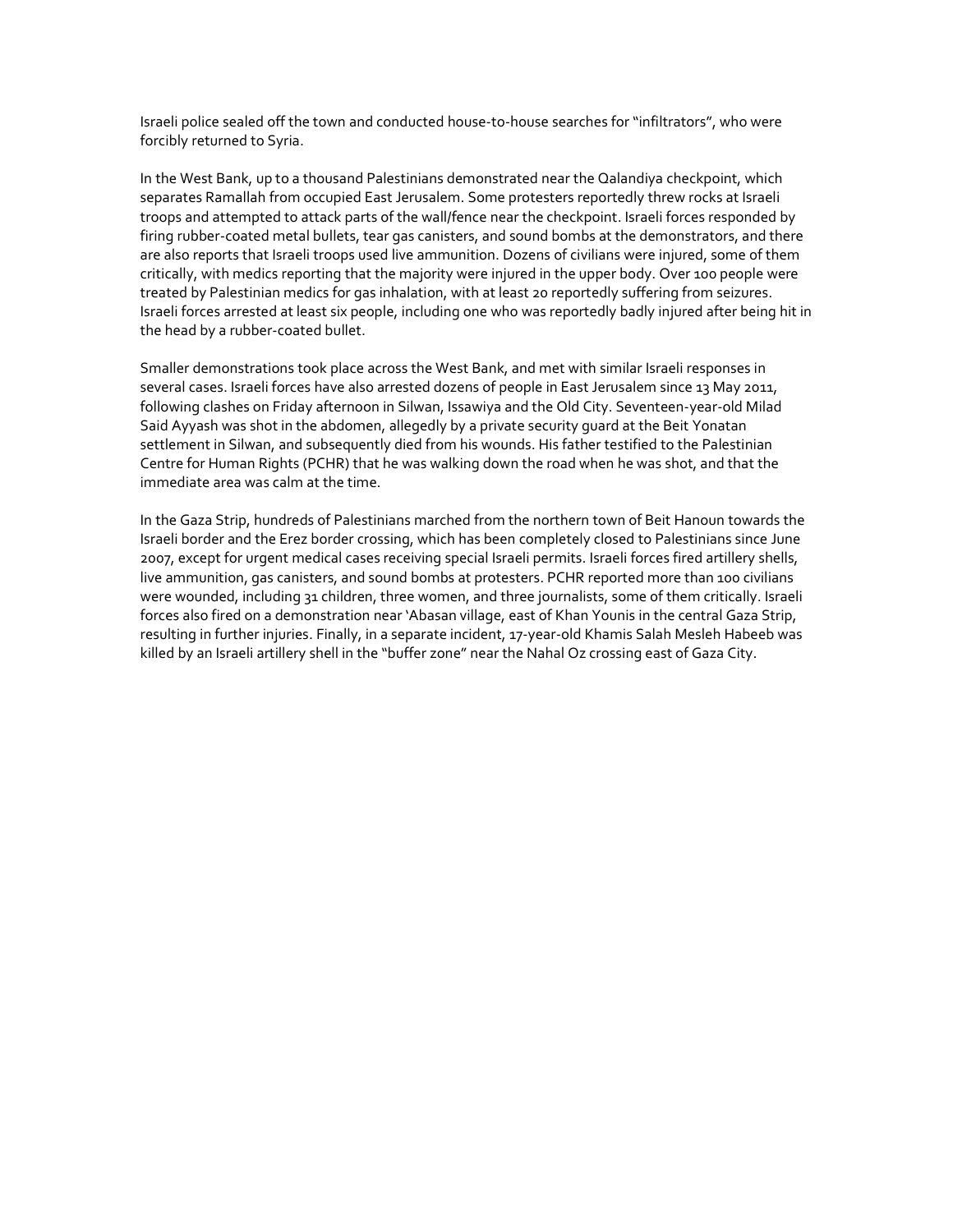Israeli police sealed off the town and conducted house-to-house searches for "infiltrators", who were forcibly returned to Syria.

In the West Bank, up to a thousand Palestinians demonstrated near the Qalandiya checkpoint, which separates Ramallah from occupied East Jerusalem. Some protesters reportedly threw rocks at Israeli troops and attempted to attack parts of the wall/fence near the checkpoint. Israeli forces responded by firing rubber-coated metal bullets, tear gas canisters, and sound bombs at the demonstrators, and there are also reports that Israeli troops used live ammunition. Dozens of civilians were injured, some of them critically, with medics reporting that the majority were injured in the upper body. Over 100 people were treated by Palestinian medics for gas inhalation, with at least 20 reportedly suffering from seizures. Israeli forces arrested at least six people, including one who was reportedly badly injured after being hit in the head by a rubber-coated bullet.

Smaller demonstrations took place across the West Bank, and met with similar Israeli responses in several cases. Israeli forces have also arrested dozens of people in East Jerusalem since 13 May 2011, following clashes on Friday afternoon in Silwan, Issawiya and the Old City. Seventeen-year-old Milad Said Ayyash was shot in the abdomen, allegedly by a private security guard at the Beit Yonatan settlement in Silwan, and subsequently died from his wounds. His father testified to the Palestinian Centre for Human Rights (PCHR) that he was walking down the road when he was shot, and that the immediate area was calm at the time.

In the Gaza Strip, hundreds of Palestinians marched from the northern town of Beit Hanoun towards the Israeli border and the Erez border crossing, which has been completely closed to Palestinians since June 2007, except for urgent medical cases receiving special Israeli permits. Israeli forces fired artillery shells, live ammunition, gas canisters, and sound bombs at protesters. PCHR reported more than 100 civilians were wounded, including 31 children, three women, and three journalists, some of them critically. Israeli forces also fired on a demonstration near 'Abasan village, east of Khan Younis in the central Gaza Strip, resulting in further injuries. Finally, in a separate incident, 17-year-old Khamis Salah Mesleh Habeeb was killed by an Israeli artillery shell in the "buffer zone" near the Nahal Oz crossing east of Gaza City.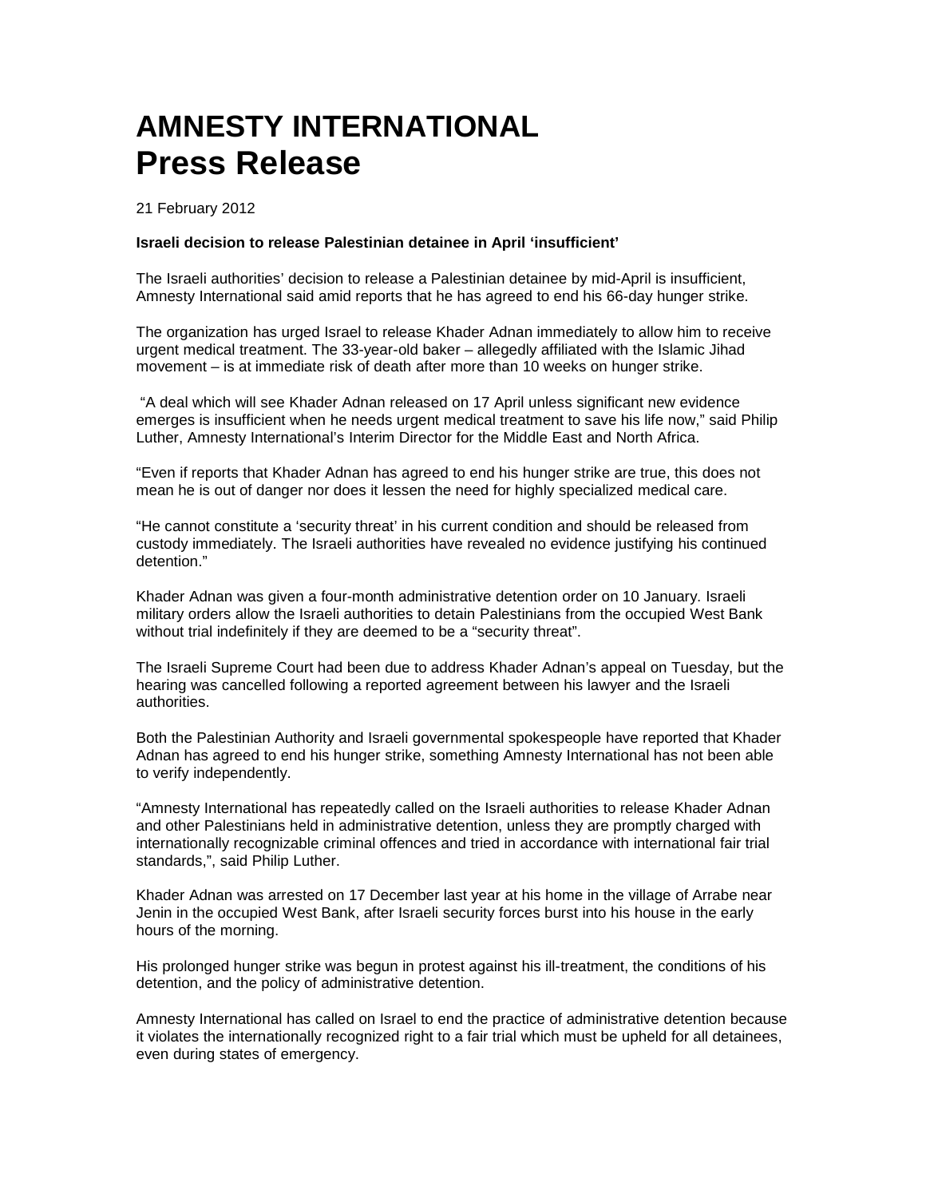# AMNESTY INTERNATIONAL
# Press Release

21 February 2012

**Israeli decision to release Palestinian detainee in April 'insufficient'**

The Israeli authorities' decision to release a Palestinian detainee by mid-April is insufficient, Amnesty International said amid reports that he has agreed to end his 66-day hunger strike.

The organization has urged Israel to release Khader Adnan immediately to allow him to receive urgent medical treatment. The 33-year-old baker – allegedly affiliated with the Islamic Jihad movement – is at immediate risk of death after more than 10 weeks on hunger strike.

"A deal which will see Khader Adnan released on 17 April unless significant new evidence emerges is insufficient when he needs urgent medical treatment to save his life now," said Philip Luther, Amnesty International's Interim Director for the Middle East and North Africa.

"Even if reports that Khader Adnan has agreed to end his hunger strike are true, this does not mean he is out of danger nor does it lessen the need for highly specialized medical care.

"He cannot constitute a 'security threat' in his current condition and should be released from custody immediately. The Israeli authorities have revealed no evidence justifying his continued detention."

Khader Adnan was given a four-month administrative detention order on 10 January. Israeli military orders allow the Israeli authorities to detain Palestinians from the occupied West Bank without trial indefinitely if they are deemed to be a "security threat".

The Israeli Supreme Court had been due to address Khader Adnan's appeal on Tuesday, but the hearing was cancelled following a reported agreement between his lawyer and the Israeli authorities.

Both the Palestinian Authority and Israeli governmental spokespeople have reported that Khader Adnan has agreed to end his hunger strike, something Amnesty International has not been able to verify independently.

"Amnesty International has repeatedly called on the Israeli authorities to release Khader Adnan and other Palestinians held in administrative detention, unless they are promptly charged with internationally recognizable criminal offences and tried in accordance with international fair trial standards,", said Philip Luther.

Khader Adnan was arrested on 17 December last year at his home in the village of Arrabe near Jenin in the occupied West Bank, after Israeli security forces burst into his house in the early hours of the morning.

His prolonged hunger strike was begun in protest against his ill-treatment, the conditions of his detention, and the policy of administrative detention.

Amnesty International has called on Israel to end the practice of administrative detention because it violates the internationally recognized right to a fair trial which must be upheld for all detainees, even during states of emergency.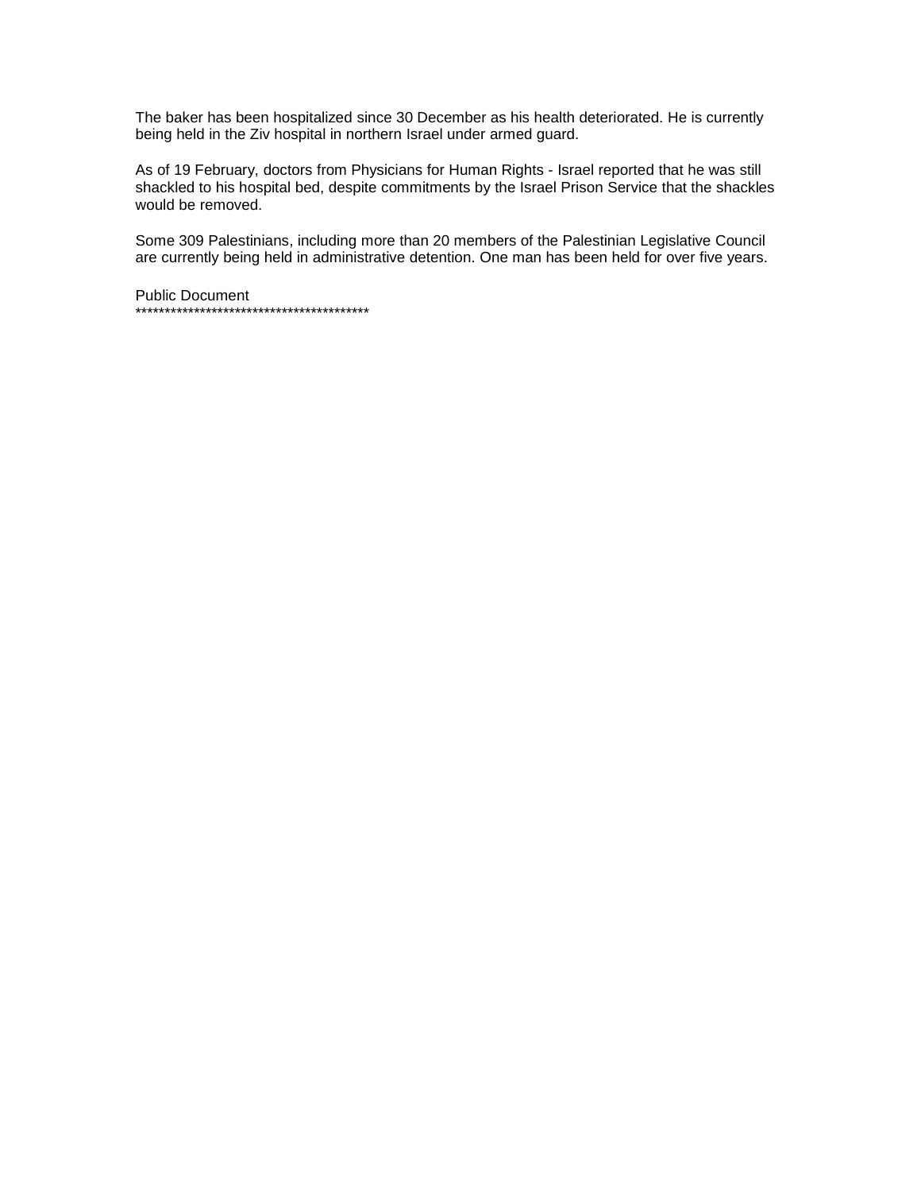The baker has been hospitalized since 30 December as his health deteriorated. He is currently being held in the Ziv hospital in northern Israel under armed guard.

As of 19 February, doctors from Physicians for Human Rights - Israel reported that he was still shackled to his hospital bed, despite commitments by the Israel Prison Service that the shackles would be removed.

Some 309 Palestinians, including more than 20 members of the Palestinian Legislative Council are currently being held in administrative detention. One man has been held for over five years.

Public Document
****************************************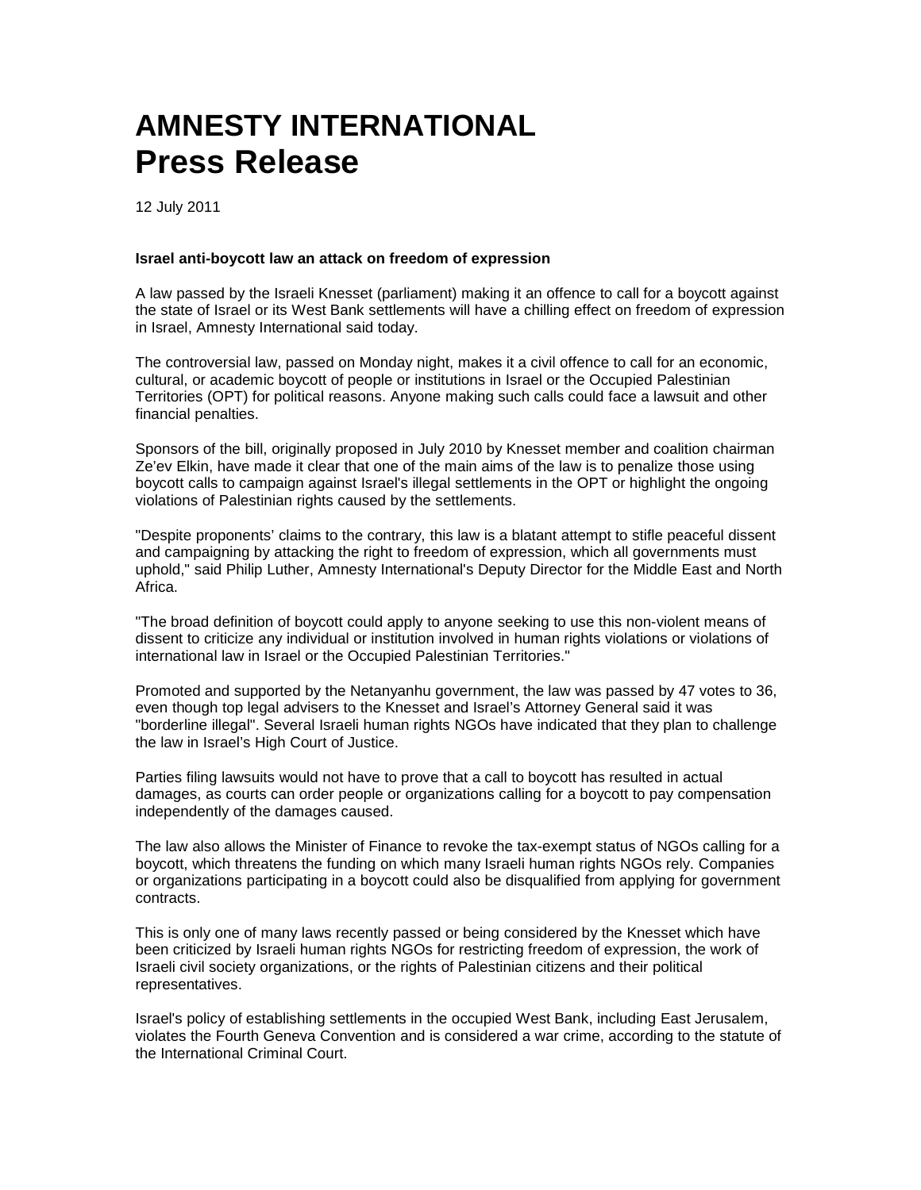# AMNESTY INTERNATIONAL
# Press Release

12 July 2011

**Israel anti-boycott law an attack on freedom of expression**

A law passed by the Israeli Knesset (parliament) making it an offence to call for a boycott against the state of Israel or its West Bank settlements will have a chilling effect on freedom of expression in Israel, Amnesty International said today.

The controversial law, passed on Monday night, makes it a civil offence to call for an economic, cultural, or academic boycott of people or institutions in Israel or the Occupied Palestinian Territories (OPT) for political reasons. Anyone making such calls could face a lawsuit and other financial penalties.

Sponsors of the bill, originally proposed in July 2010 by Knesset member and coalition chairman Ze'ev Elkin, have made it clear that one of the main aims of the law is to penalize those using boycott calls to campaign against Israel's illegal settlements in the OPT or highlight the ongoing violations of Palestinian rights caused by the settlements.

"Despite proponents' claims to the contrary, this law is a blatant attempt to stifle peaceful dissent and campaigning by attacking the right to freedom of expression, which all governments must uphold," said Philip Luther, Amnesty International's Deputy Director for the Middle East and North Africa.

"The broad definition of boycott could apply to anyone seeking to use this non-violent means of dissent to criticize any individual or institution involved in human rights violations or violations of international law in Israel or the Occupied Palestinian Territories."

Promoted and supported by the Netanyanhu government, the law was passed by 47 votes to 36, even though top legal advisers to the Knesset and Israel's Attorney General said it was "borderline illegal". Several Israeli human rights NGOs have indicated that they plan to challenge the law in Israel's High Court of Justice.

Parties filing lawsuits would not have to prove that a call to boycott has resulted in actual damages, as courts can order people or organizations calling for a boycott to pay compensation independently of the damages caused.

The law also allows the Minister of Finance to revoke the tax-exempt status of NGOs calling for a boycott, which threatens the funding on which many Israeli human rights NGOs rely. Companies or organizations participating in a boycott could also be disqualified from applying for government contracts.

This is only one of many laws recently passed or being considered by the Knesset which have been criticized by Israeli human rights NGOs for restricting freedom of expression, the work of Israeli civil society organizations, or the rights of Palestinian citizens and their political representatives.

Israel's policy of establishing settlements in the occupied West Bank, including East Jerusalem, violates the Fourth Geneva Convention and is considered a war crime, according to the statute of the International Criminal Court.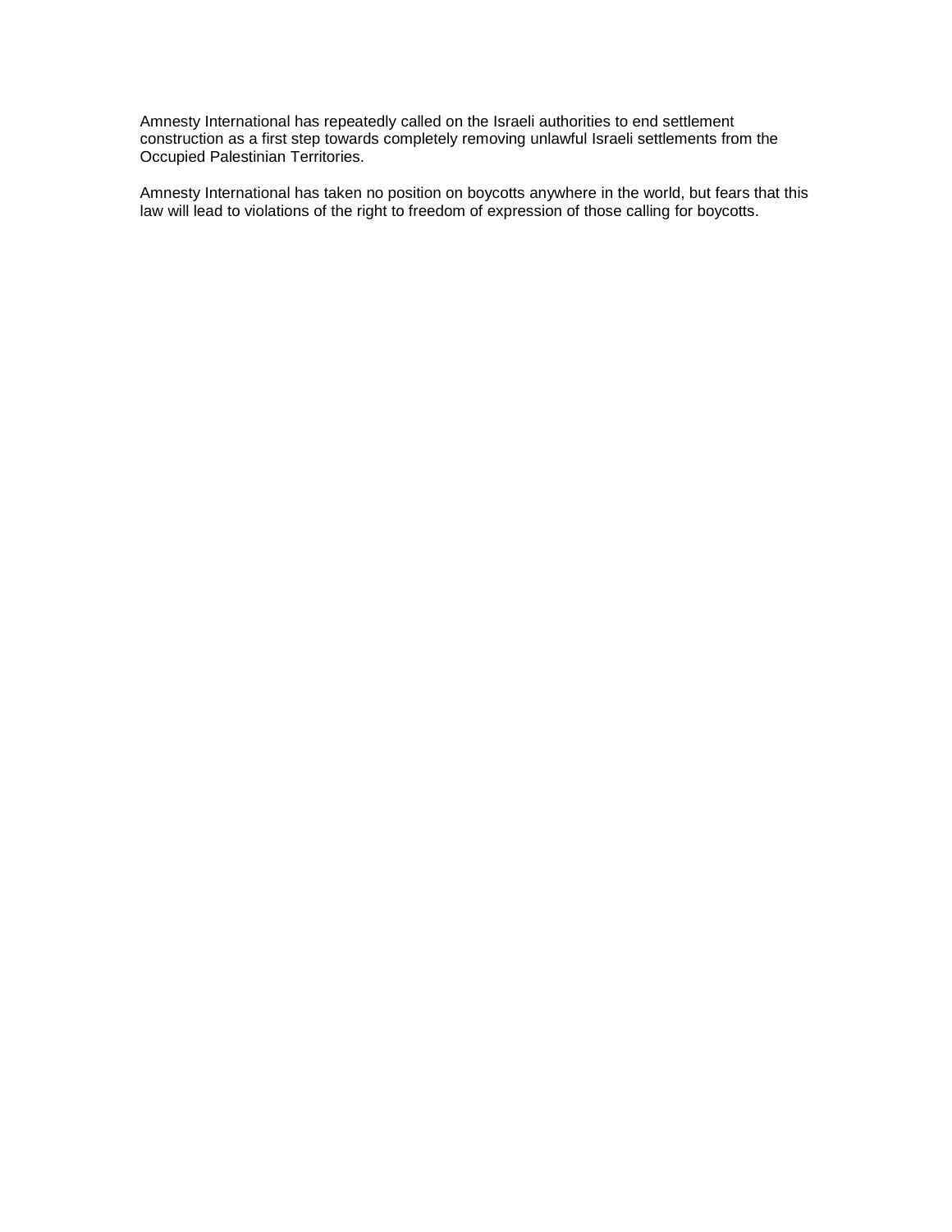Amnesty International has repeatedly called on the Israeli authorities to end settlement construction as a first step towards completely removing unlawful Israeli settlements from the Occupied Palestinian Territories.

Amnesty International has taken no position on boycotts anywhere in the world, but fears that this law will lead to violations of the right to freedom of expression of those calling for boycotts.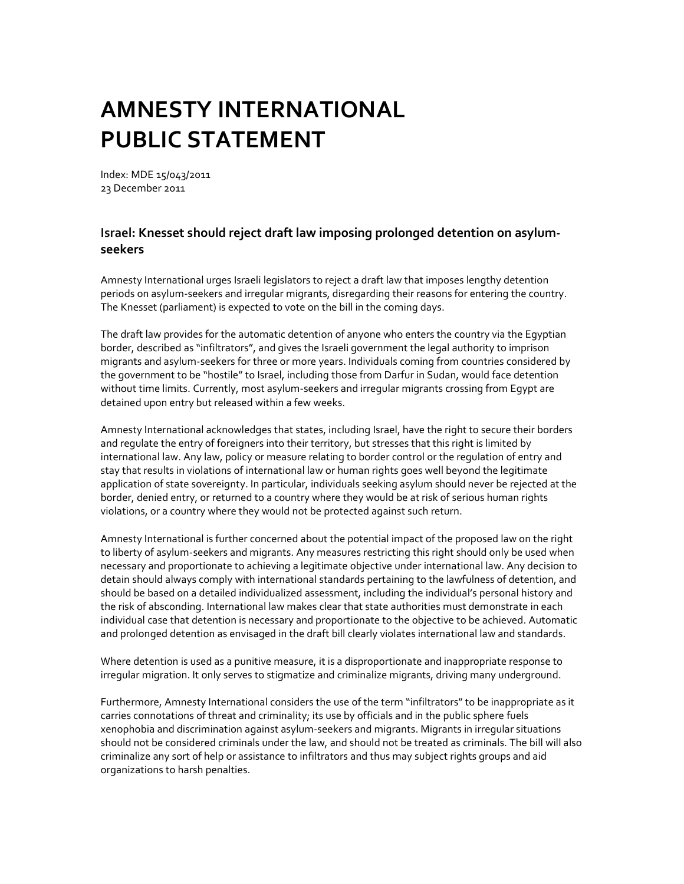# AMNESTY INTERNATIONAL PUBLIC STATEMENT

Index: MDE 15/043/2011
23 December 2011

### Israel: Knesset should reject draft law imposing prolonged detention on asylum-seekers

Amnesty International urges Israeli legislators to reject a draft law that imposes lengthy detention periods on asylum-seekers and irregular migrants, disregarding their reasons for entering the country. The Knesset (parliament) is expected to vote on the bill in the coming days.

The draft law provides for the automatic detention of anyone who enters the country via the Egyptian border, described as "infiltrators", and gives the Israeli government the legal authority to imprison migrants and asylum-seekers for three or more years. Individuals coming from countries considered by the government to be "hostile" to Israel, including those from Darfur in Sudan, would face detention without time limits. Currently, most asylum-seekers and irregular migrants crossing from Egypt are detained upon entry but released within a few weeks.

Amnesty International acknowledges that states, including Israel, have the right to secure their borders and regulate the entry of foreigners into their territory, but stresses that this right is limited by international law. Any law, policy or measure relating to border control or the regulation of entry and stay that results in violations of international law or human rights goes well beyond the legitimate application of state sovereignty. In particular, individuals seeking asylum should never be rejected at the border, denied entry, or returned to a country where they would be at risk of serious human rights violations, or a country where they would not be protected against such return.

Amnesty International is further concerned about the potential impact of the proposed law on the right to liberty of asylum-seekers and migrants. Any measures restricting this right should only be used when necessary and proportionate to achieving a legitimate objective under international law. Any decision to detain should always comply with international standards pertaining to the lawfulness of detention, and should be based on a detailed individualized assessment, including the individual's personal history and the risk of absconding. International law makes clear that state authorities must demonstrate in each individual case that detention is necessary and proportionate to the objective to be achieved. Automatic and prolonged detention as envisaged in the draft bill clearly violates international law and standards.

Where detention is used as a punitive measure, it is a disproportionate and inappropriate response to irregular migration. It only serves to stigmatize and criminalize migrants, driving many underground.

Furthermore, Amnesty International considers the use of the term "infiltrators" to be inappropriate as it carries connotations of threat and criminality; its use by officials and in the public sphere fuels xenophobia and discrimination against asylum-seekers and migrants. Migrants in irregular situations should not be considered criminals under the law, and should not be treated as criminals. The bill will also criminalize any sort of help or assistance to infiltrators and thus may subject rights groups and aid organizations to harsh penalties.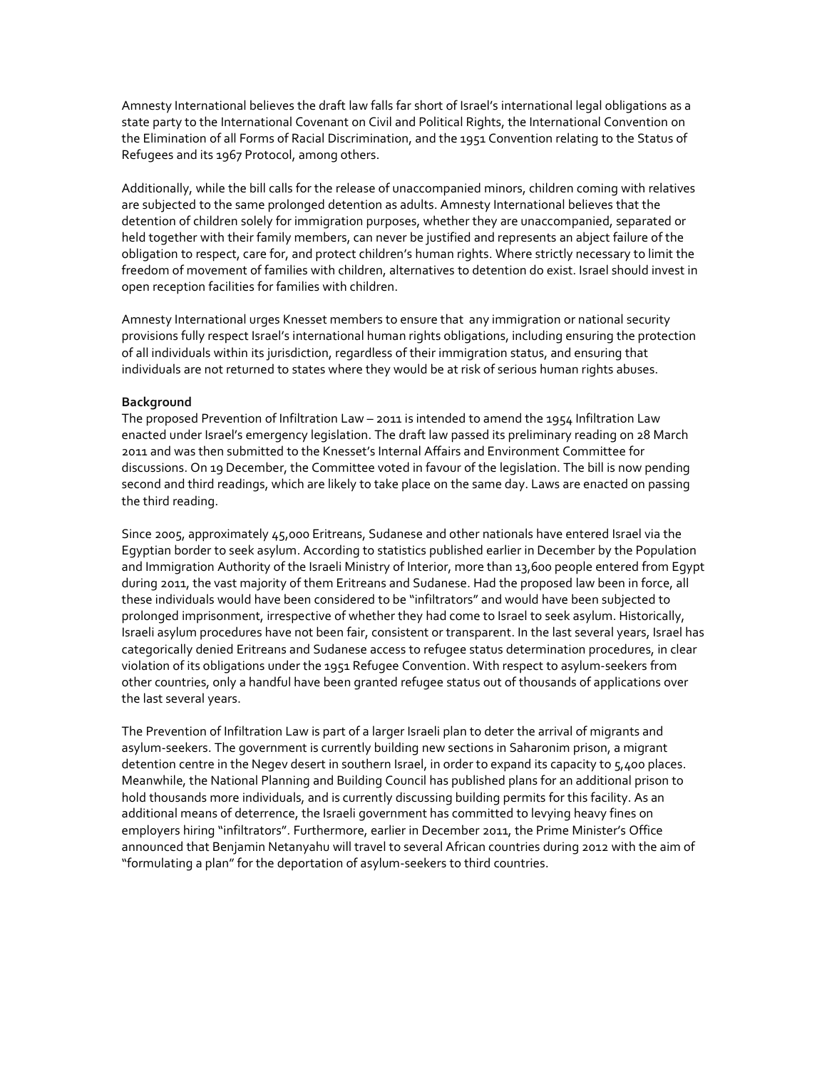Amnesty International believes the draft law falls far short of Israel's international legal obligations as a state party to the International Covenant on Civil and Political Rights, the International Convention on the Elimination of all Forms of Racial Discrimination, and the 1951 Convention relating to the Status of Refugees and its 1967 Protocol, among others.

Additionally, while the bill calls for the release of unaccompanied minors, children coming with relatives are subjected to the same prolonged detention as adults. Amnesty International believes that the detention of children solely for immigration purposes, whether they are unaccompanied, separated or held together with their family members, can never be justified and represents an abject failure of the obligation to respect, care for, and protect children's human rights. Where strictly necessary to limit the freedom of movement of families with children, alternatives to detention do exist. Israel should invest in open reception facilities for families with children.

Amnesty International urges Knesset members to ensure that any immigration or national security provisions fully respect Israel's international human rights obligations, including ensuring the protection of all individuals within its jurisdiction, regardless of their immigration status, and ensuring that individuals are not returned to states where they would be at risk of serious human rights abuses.

**Background**

The proposed Prevention of Infiltration Law – 2011 is intended to amend the 1954 Infiltration Law enacted under Israel's emergency legislation. The draft law passed its preliminary reading on 28 March 2011 and was then submitted to the Knesset's Internal Affairs and Environment Committee for discussions. On 19 December, the Committee voted in favour of the legislation. The bill is now pending second and third readings, which are likely to take place on the same day. Laws are enacted on passing the third reading.

Since 2005, approximately 45,000 Eritreans, Sudanese and other nationals have entered Israel via the Egyptian border to seek asylum. According to statistics published earlier in December by the Population and Immigration Authority of the Israeli Ministry of Interior, more than 13,600 people entered from Egypt during 2011, the vast majority of them Eritreans and Sudanese. Had the proposed law been in force, all these individuals would have been considered to be "infiltrators" and would have been subjected to prolonged imprisonment, irrespective of whether they had come to Israel to seek asylum. Historically, Israeli asylum procedures have not been fair, consistent or transparent. In the last several years, Israel has categorically denied Eritreans and Sudanese access to refugee status determination procedures, in clear violation of its obligations under the 1951 Refugee Convention. With respect to asylum-seekers from other countries, only a handful have been granted refugee status out of thousands of applications over the last several years.

The Prevention of Infiltration Law is part of a larger Israeli plan to deter the arrival of migrants and asylum-seekers. The government is currently building new sections in Saharonim prison, a migrant detention centre in the Negev desert in southern Israel, in order to expand its capacity to 5,400 places. Meanwhile, the National Planning and Building Council has published plans for an additional prison to hold thousands more individuals, and is currently discussing building permits for this facility. As an additional means of deterrence, the Israeli government has committed to levying heavy fines on employers hiring "infiltrators". Furthermore, earlier in December 2011, the Prime Minister's Office announced that Benjamin Netanyahu will travel to several African countries during 2012 with the aim of "formulating a plan" for the deportation of asylum-seekers to third countries.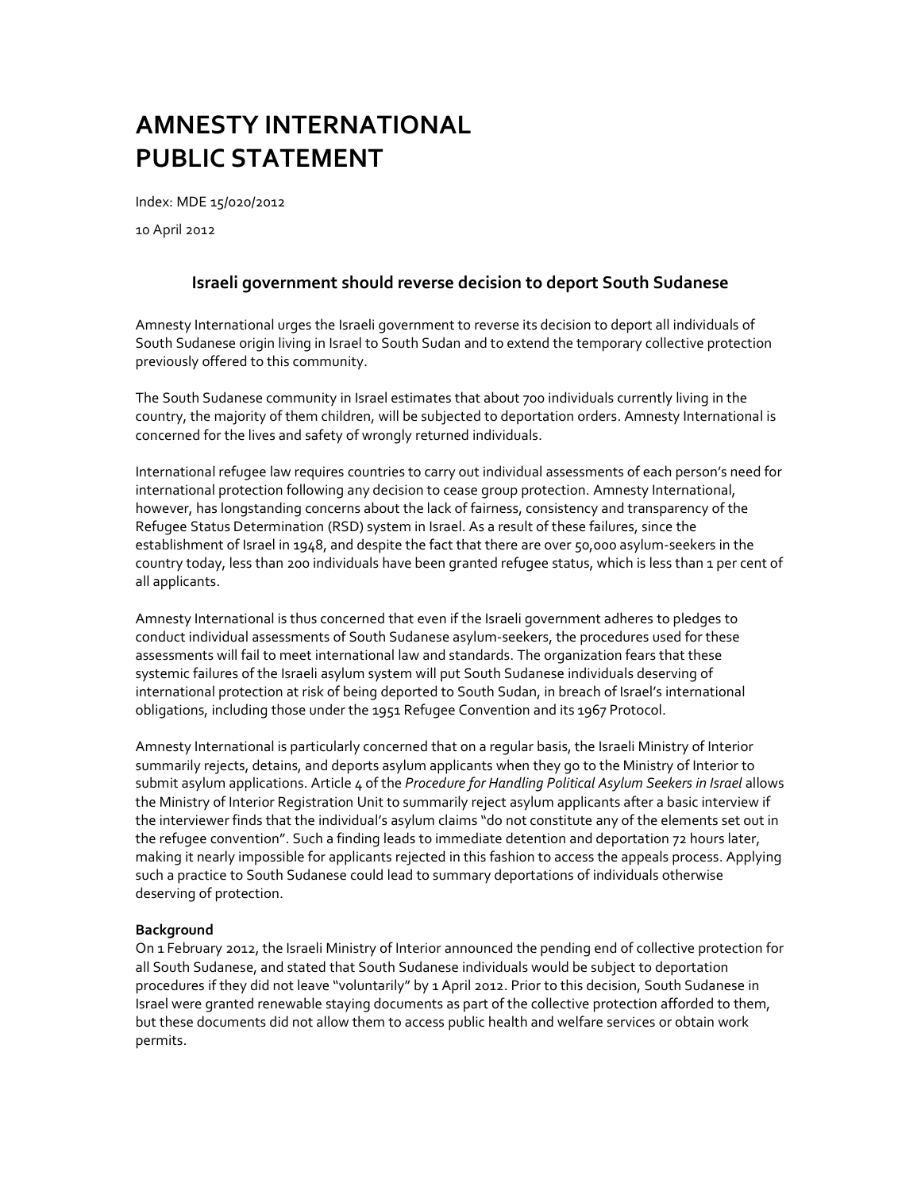# AMNESTY INTERNATIONAL PUBLIC STATEMENT

Index: MDE 15/020/2012

10 April 2012

### Israeli government should reverse decision to deport South Sudanese

Amnesty International urges the Israeli government to reverse its decision to deport all individuals of South Sudanese origin living in Israel to South Sudan and to extend the temporary collective protection previously offered to this community.

The South Sudanese community in Israel estimates that about 700 individuals currently living in the country, the majority of them children, will be subjected to deportation orders. Amnesty International is concerned for the lives and safety of wrongly returned individuals.

International refugee law requires countries to carry out individual assessments of each person's need for international protection following any decision to cease group protection. Amnesty International, however, has longstanding concerns about the lack of fairness, consistency and transparency of the Refugee Status Determination (RSD) system in Israel. As a result of these failures, since the establishment of Israel in 1948, and despite the fact that there are over 50,000 asylum-seekers in the country today, less than 200 individuals have been granted refugee status, which is less than 1 per cent of all applicants.

Amnesty International is thus concerned that even if the Israeli government adheres to pledges to conduct individual assessments of South Sudanese asylum-seekers, the procedures used for these assessments will fail to meet international law and standards. The organization fears that these systemic failures of the Israeli asylum system will put South Sudanese individuals deserving of international protection at risk of being deported to South Sudan, in breach of Israel's international obligations, including those under the 1951 Refugee Convention and its 1967 Protocol.

Amnesty International is particularly concerned that on a regular basis, the Israeli Ministry of Interior summarily rejects, detains, and deports asylum applicants when they go to the Ministry of Interior to submit asylum applications. Article 4 of the *Procedure for Handling Political Asylum Seekers in Israel* allows the Ministry of Interior Registration Unit to summarily reject asylum applicants after a basic interview if the interviewer finds that the individual's asylum claims "do not constitute any of the elements set out in the refugee convention". Such a finding leads to immediate detention and deportation 72 hours later, making it nearly impossible for applicants rejected in this fashion to access the appeals process. Applying such a practice to South Sudanese could lead to summary deportations of individuals otherwise deserving of protection.

**Background**

On 1 February 2012, the Israeli Ministry of Interior announced the pending end of collective protection for all South Sudanese, and stated that South Sudanese individuals would be subject to deportation procedures if they did not leave "voluntarily" by 1 April 2012. Prior to this decision, South Sudanese in Israel were granted renewable staying documents as part of the collective protection afforded to them, but these documents did not allow them to access public health and welfare services or obtain work permits.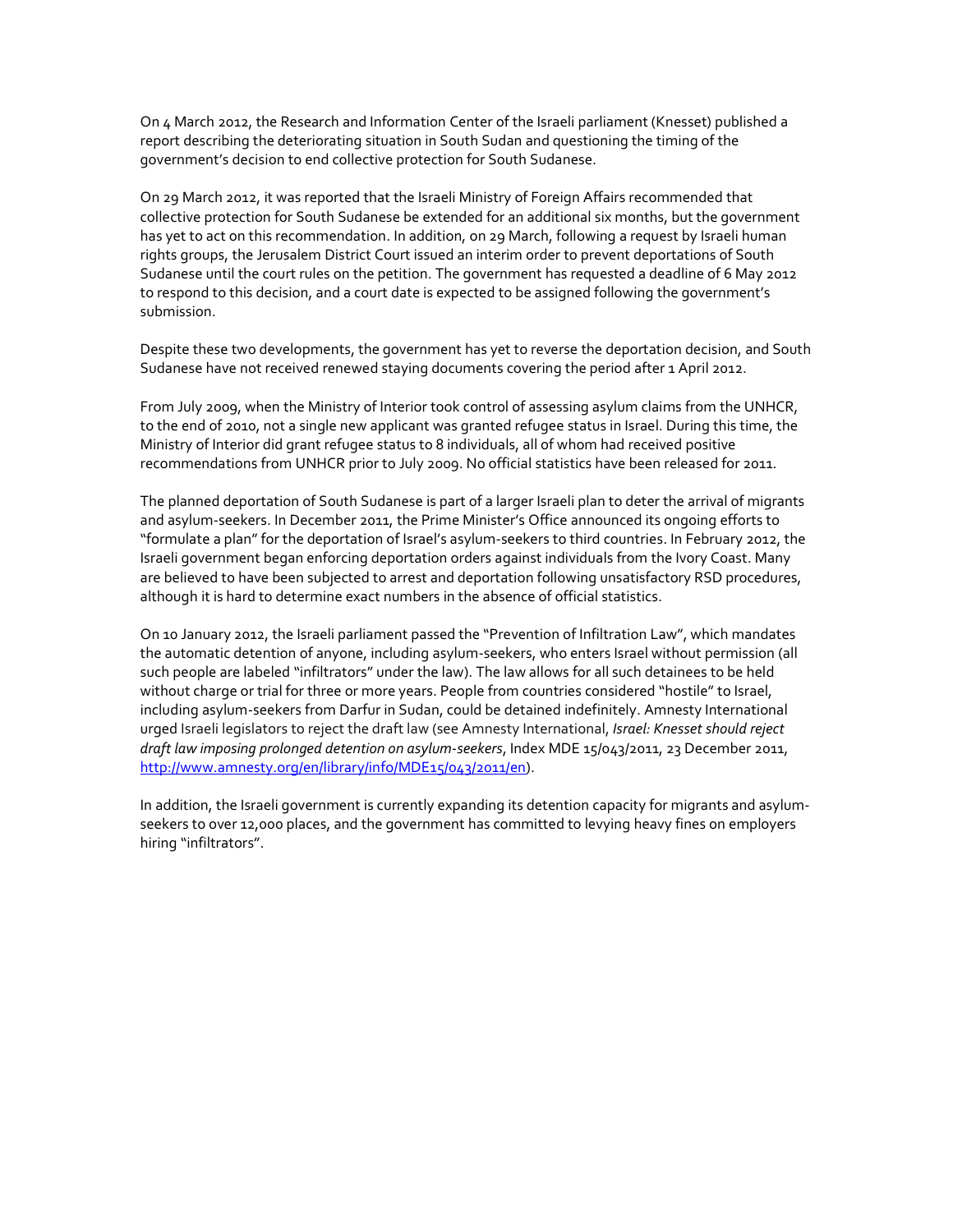On 4 March 2012, the Research and Information Center of the Israeli parliament (Knesset) published a report describing the deteriorating situation in South Sudan and questioning the timing of the government's decision to end collective protection for South Sudanese.

On 29 March 2012, it was reported that the Israeli Ministry of Foreign Affairs recommended that collective protection for South Sudanese be extended for an additional six months, but the government has yet to act on this recommendation. In addition, on 29 March, following a request by Israeli human rights groups, the Jerusalem District Court issued an interim order to prevent deportations of South Sudanese until the court rules on the petition. The government has requested a deadline of 6 May 2012 to respond to this decision, and a court date is expected to be assigned following the government's submission.

Despite these two developments, the government has yet to reverse the deportation decision, and South Sudanese have not received renewed staying documents covering the period after 1 April 2012.

From July 2009, when the Ministry of Interior took control of assessing asylum claims from the UNHCR, to the end of 2010, not a single new applicant was granted refugee status in Israel. During this time, the Ministry of Interior did grant refugee status to 8 individuals, all of whom had received positive recommendations from UNHCR prior to July 2009. No official statistics have been released for 2011.

The planned deportation of South Sudanese is part of a larger Israeli plan to deter the arrival of migrants and asylum-seekers. In December 2011, the Prime Minister's Office announced its ongoing efforts to "formulate a plan" for the deportation of Israel's asylum-seekers to third countries. In February 2012, the Israeli government began enforcing deportation orders against individuals from the Ivory Coast. Many are believed to have been subjected to arrest and deportation following unsatisfactory RSD procedures, although it is hard to determine exact numbers in the absence of official statistics.

On 10 January 2012, the Israeli parliament passed the "Prevention of Infiltration Law", which mandates the automatic detention of anyone, including asylum-seekers, who enters Israel without permission (all such people are labeled "infiltrators" under the law). The law allows for all such detainees to be held without charge or trial for three or more years. People from countries considered "hostile" to Israel, including asylum-seekers from Darfur in Sudan, could be detained indefinitely. Amnesty International urged Israeli legislators to reject the draft law (see Amnesty International, *Israel: Knesset should reject draft law imposing prolonged detention on asylum-seekers*, Index MDE 15/043/2011, 23 December 2011, http://www.amnesty.org/en/library/info/MDE15/043/2011/en).

In addition, the Israeli government is currently expanding its detention capacity for migrants and asylum-seekers to over 12,000 places, and the government has committed to levying heavy fines on employers hiring "infiltrators".